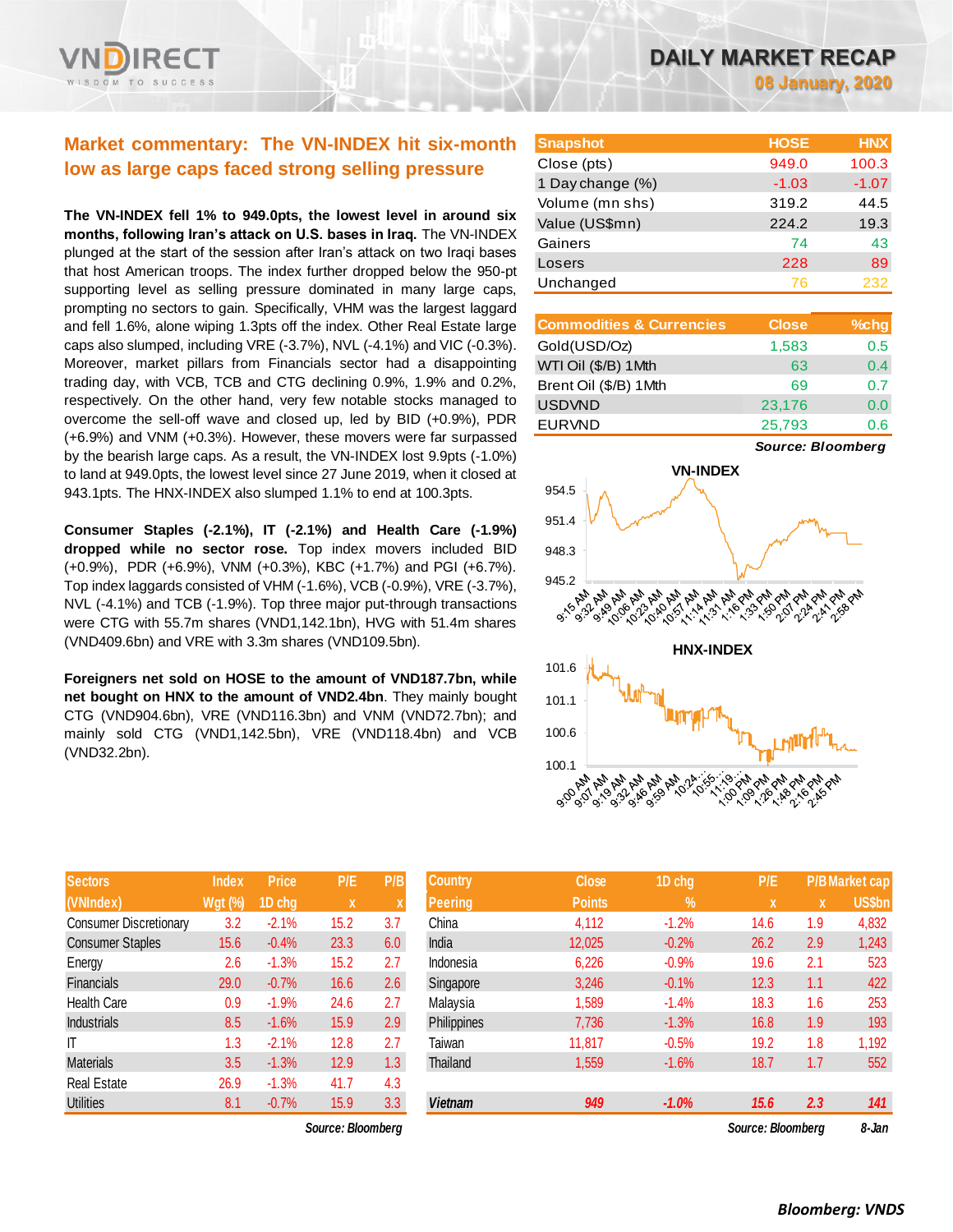# DAILY MARKET RECAP

08 January, 2020

## Market commentary: The VN-INDEX hit six-month low as large caps faced strong selling pressure

**The VN-INDEX fell 1% to 949.0pts, the lowest level in around six months, following Iran's attack on U.S. bases in Iraq.** The VN-INDEX plunged at the start of the session after Iran's attack on two Iraqi bases that host American troops. The index further dropped below the 950-pt supporting level as selling pressure dominated in many large caps, prompting no sectors to gain. Specifically, VHM was the largest laggard and fell 1.6%, alone wiping 1.3pts off the index. Other Real Estate large caps also slumped, including VRE (-3.7%), NVL (-4.1%) and VIC (-0.3%). Moreover, market pillars from Financials sector had a disappointing trading day, with VCB, TCB and CTG declining 0.9%, 1.9% and 0.2%, respectively. On the other hand, very few notable stocks managed to overcome the sell-off wave and closed up, led by BID (+0.9%), PDR (+6.9%) and VNM (+0.3%). However, these movers were far surpassed by the bearish large caps. As a result, the VN-INDEX lost 9.9pts (-1.0%) to land at 949.0pts, the lowest level since 27 June 2019, when it closed at 943.1pts. The HNX-INDEX also slumped 1.1% to end at 100.3pts.

**Consumer Staples (-2.1%), IT (-2.1%) and Health Care (-1.9%) dropped while no sector rose.** Top index movers included BID (+0.9%), PDR (+6.9%), VNM (+0.3%), KBC (+1.7%) and PGI (+6.7%). Top index laggards consisted of VHM (-1.6%), VCB (-0.9%), VRE (-3.7%), NVL (-4.1%) and TCB (-1.9%). Top three major put-through transactions were CTG with 55.7m shares (VND1,142.1bn), HVG with 51.4m shares (VND409.6bn) and VRE with 3.3m shares (VND109.5bn).

**Foreigners net sold on HOSE to the amount of VND187.7bn, while net bought on HNX to the amount of VND2.4bn.** They mainly bought CTG (VND904.6bn), VRE (VND116.3bn) and VNM (VND72.7bn); and mainly sold CTG (VND1,142.5bn), VRE (VND118.4bn) and VCB (VND32.2bn).

| Snapshot | HOSE | HNX |
|---|---|---|
| Close (pts) | 949.0 | 100.3 |
| 1 Day change (%) | -1.03 | -1.07 |
| Volume (mn shs) | 319.2 | 44.5 |
| Value (US$mn) | 224.2 | 19.3 |
| Gainers | 74 | 43 |
| Losers | 228 | 89 |
| Unchanged | 76 | 232 |

| Commodities & Currencies | Close | %chg |
|---|---|---|
| Gold(USD/Oz) | 1,583 | 0.5 |
| WTI Oil ($/B) 1Mth | 63 | 0.4 |
| Brent Oil ($/B) 1Mth | 69 | 0.7 |
| USDVND | 23,176 | 0.0 |
| EURVND | 25,793 | 0.6 |

Source: Bloomberg

VN-INDEX

HNX-INDEX

| Sectors (VNIndex) | Index Wgt (%) | Price 1D chg | P/E x | P/B x |
|---|---|---|---|---|
| Consumer Discretionary | 3.2 | -2.1% | 15.2 | 3.7 |
| Consumer Staples | 15.6 | -0.4% | 23.3 | 6.0 |
| Energy | 2.6 | -1.3% | 15.2 | 2.7 |
| Financials | 29.0 | -0.7% | 16.6 | 2.6 |
| Health Care | 0.9 | -1.9% | 24.6 | 2.7 |
| Industrials | 8.5 | -1.6% | 15.9 | 2.9 |
| IT | 1.3 | -2.1% | 12.8 | 2.7 |
| Materials | 3.5 | -1.3% | 12.9 | 1.3 |
| Real Estate | 26.9 | -1.3% | 41.7 | 4.3 |
| Utilities | 8.1 | -0.7% | 15.9 | 3.3 |

Source: Bloomberg

| Country Peering | Close Points | 1D chg % | P/E x | P/B x | Market cap US$bn |
|---|---|---|---|---|---|
| China | 4,112 | -1.2% | 14.6 | 1.9 | 4,832 |
| India | 12,025 | -0.2% | 26.2 | 2.9 | 1,243 |
| Indonesia | 6,226 | -0.9% | 19.6 | 2.1 | 523 |
| Singapore | 3,246 | -0.1% | 12.3 | 1.1 | 422 |
| Malaysia | 1,589 | -1.4% | 18.3 | 1.6 | 253 |
| Philippines | 7,736 | -1.3% | 16.8 | 1.9 | 193 |
| Taiwan | 11,817 | -0.5% | 19.2 | 1.8 | 1,192 |
| Thailand | 1,559 | -1.6% | 18.7 | 1.7 | 552 |
| **Vietnam** | **949** | **-1.0%** | **15.6** | **2.3** | **141** |

Source: Bloomberg 8-Jan

Bloomberg: VNDS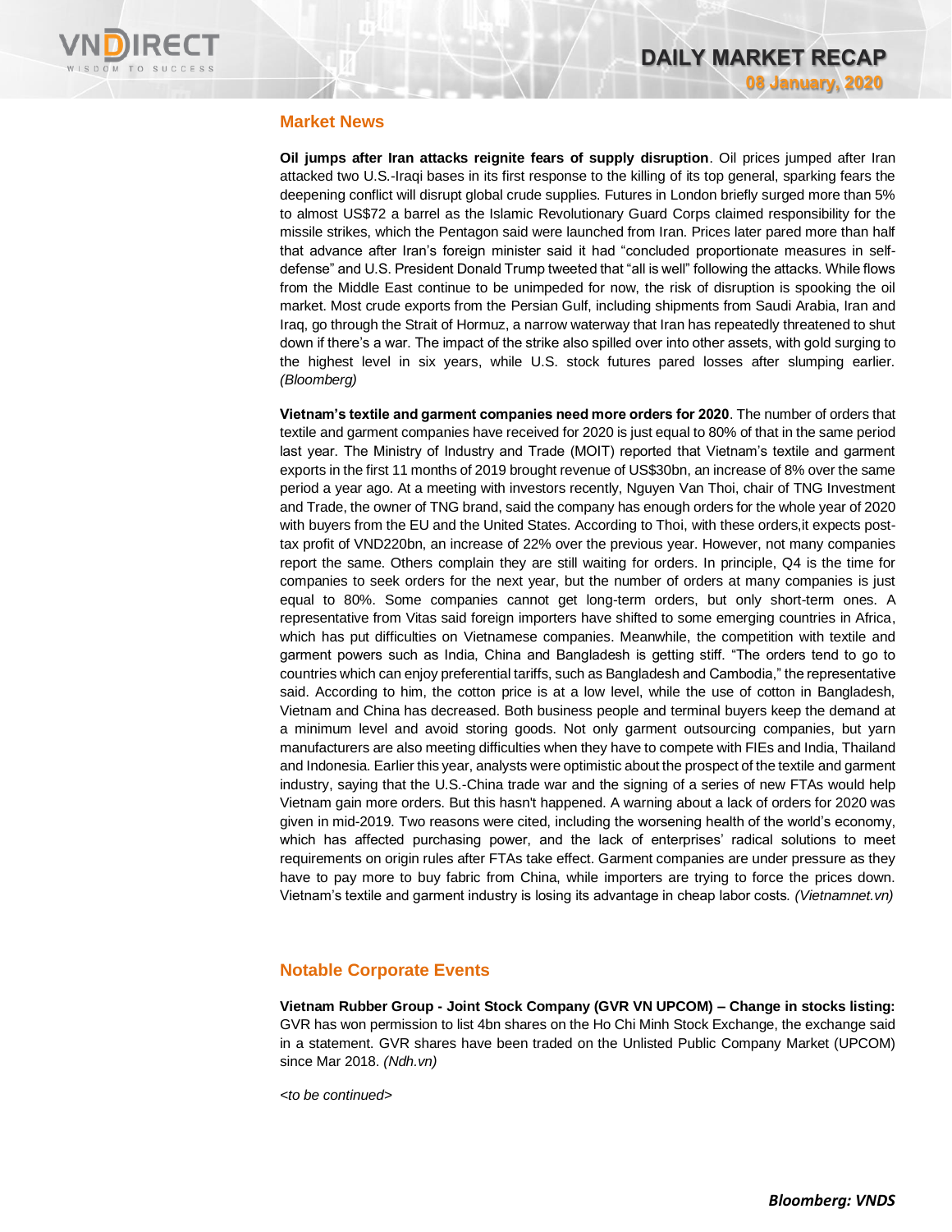## Market News

**Oil jumps after Iran attacks reignite fears of supply disruption**. Oil prices jumped after Iran attacked two U.S.-Iraqi bases in its first response to the killing of its top general, sparking fears the deepening conflict will disrupt global crude supplies. Futures in London briefly surged more than 5% to almost US$72 a barrel as the Islamic Revolutionary Guard Corps claimed responsibility for the missile strikes, which the Pentagon said were launched from Iran. Prices later pared more than half that advance after Iran's foreign minister said it had "concluded proportionate measures in self-defense" and U.S. President Donald Trump tweeted that "all is well" following the attacks. While flows from the Middle East continue to be unimpeded for now, the risk of disruption is spooking the oil market. Most crude exports from the Persian Gulf, including shipments from Saudi Arabia, Iran and Iraq, go through the Strait of Hormuz, a narrow waterway that Iran has repeatedly threatened to shut down if there's a war. The impact of the strike also spilled over into other assets, with gold surging to the highest level in six years, while U.S. stock futures pared losses after slumping earlier. *(Bloomberg)*

**Vietnam's textile and garment companies need more orders for 2020**. The number of orders that textile and garment companies have received for 2020 is just equal to 80% of that in the same period last year. The Ministry of Industry and Trade (MOIT) reported that Vietnam's textile and garment exports in the first 11 months of 2019 brought revenue of US$30bn, an increase of 8% over the same period a year ago. At a meeting with investors recently, Nguyen Van Thoi, chair of TNG Investment and Trade, the owner of TNG brand, said the company has enough orders for the whole year of 2020 with buyers from the EU and the United States. According to Thoi, with these orders,it expects post-tax profit of VND220bn, an increase of 22% over the previous year. However, not many companies report the same. Others complain they are still waiting for orders. In principle, Q4 is the time for companies to seek orders for the next year, but the number of orders at many companies is just equal to 80%. Some companies cannot get long-term orders, but only short-term ones. A representative from Vitas said foreign importers have shifted to some emerging countries in Africa, which has put difficulties on Vietnamese companies. Meanwhile, the competition with textile and garment powers such as India, China and Bangladesh is getting stiff. "The orders tend to go to countries which can enjoy preferential tariffs, such as Bangladesh and Cambodia," the representative said. According to him, the cotton price is at a low level, while the use of cotton in Bangladesh, Vietnam and China has decreased. Both business people and terminal buyers keep the demand at a minimum level and avoid storing goods. Not only garment outsourcing companies, but yarn manufacturers are also meeting difficulties when they have to compete with FIEs and India, Thailand and Indonesia. Earlier this year, analysts were optimistic about the prospect of the textile and garment industry, saying that the U.S.-China trade war and the signing of a series of new FTAs would help Vietnam gain more orders. But this hasn't happened. A warning about a lack of orders for 2020 was given in mid-2019. Two reasons were cited, including the worsening health of the world's economy, which has affected purchasing power, and the lack of enterprises' radical solutions to meet requirements on origin rules after FTAs take effect. Garment companies are under pressure as they have to pay more to buy fabric from China, while importers are trying to force the prices down. Vietnam's textile and garment industry is losing its advantage in cheap labor costs. *(Vietnamnet.vn)*

## Notable Corporate Events

**Vietnam Rubber Group - Joint Stock Company (GVR VN UPCOM) – Change in stocks listing:** GVR has won permission to list 4bn shares on the Ho Chi Minh Stock Exchange, the exchange said in a statement. GVR shares have been traded on the Unlisted Public Company Market (UPCOM) since Mar 2018. *(Ndh.vn)*

*<to be continued>*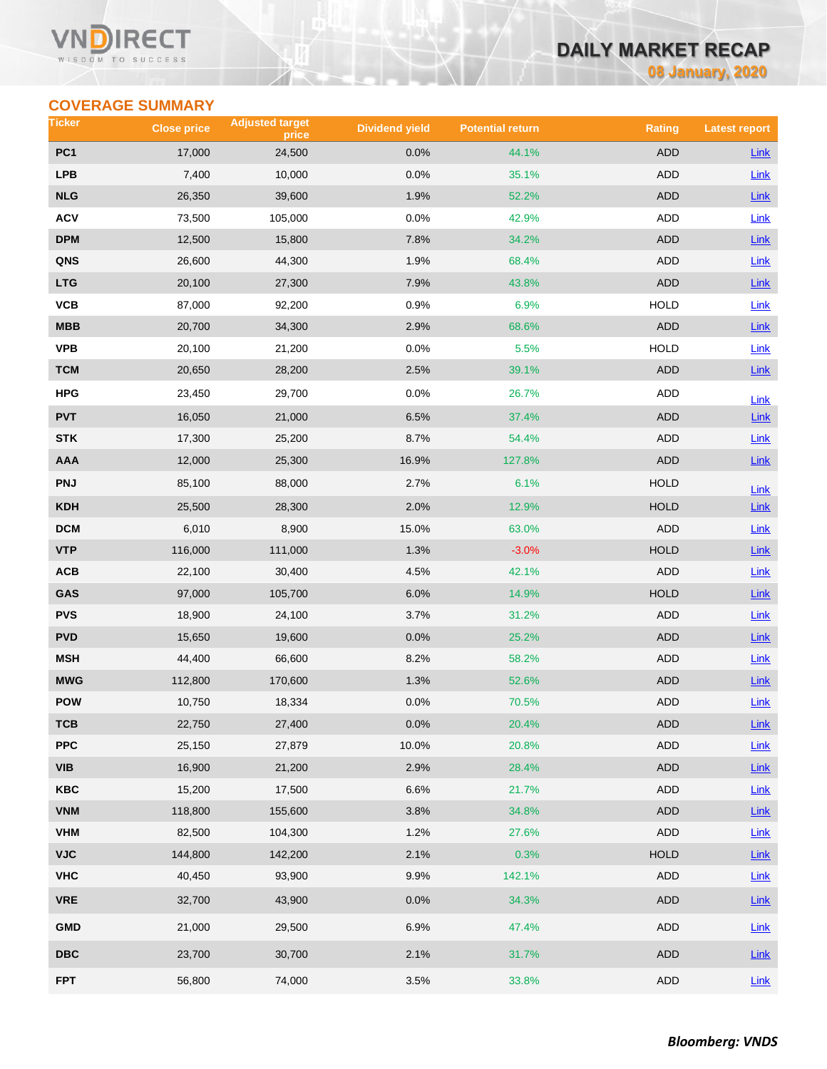## COVERAGE SUMMARY

| Ticker | Close price | Adjusted target price | Dividend yield | Potential return | Rating | Latest report |
|---|---|---|---|---|---|---|
| PC1 | 17,000 | 24,500 | 0.0% | 44.1% | ADD | Link |
| LPB | 7,400 | 10,000 | 0.0% | 35.1% | ADD | Link |
| NLG | 26,350 | 39,600 | 1.9% | 52.2% | ADD | Link |
| ACV | 73,500 | 105,000 | 0.0% | 42.9% | ADD | Link |
| DPM | 12,500 | 15,800 | 7.8% | 34.2% | ADD | Link |
| QNS | 26,600 | 44,300 | 1.9% | 68.4% | ADD | Link |
| LTG | 20,100 | 27,300 | 7.9% | 43.8% | ADD | Link |
| VCB | 87,000 | 92,200 | 0.9% | 6.9% | HOLD | Link |
| MBB | 20,700 | 34,300 | 2.9% | 68.6% | ADD | Link |
| VPB | 20,100 | 21,200 | 0.0% | 5.5% | HOLD | Link |
| TCM | 20,650 | 28,200 | 2.5% | 39.1% | ADD | Link |
| HPG | 23,450 | 29,700 | 0.0% | 26.7% | ADD | Link |
| PVT | 16,050 | 21,000 | 6.5% | 37.4% | ADD | Link |
| STK | 17,300 | 25,200 | 8.7% | 54.4% | ADD | Link |
| AAA | 12,000 | 25,300 | 16.9% | 127.8% | ADD | Link |
| PNJ | 85,100 | 88,000 | 2.7% | 6.1% | HOLD | Link |
| KDH | 25,500 | 28,300 | 2.0% | 12.9% | HOLD | Link |
| DCM | 6,010 | 8,900 | 15.0% | 63.0% | ADD | Link |
| VTP | 116,000 | 111,000 | 1.3% | -3.0% | HOLD | Link |
| ACB | 22,100 | 30,400 | 4.5% | 42.1% | ADD | Link |
| GAS | 97,000 | 105,700 | 6.0% | 14.9% | HOLD | Link |
| PVS | 18,900 | 24,100 | 3.7% | 31.2% | ADD | Link |
| PVD | 15,650 | 19,600 | 0.0% | 25.2% | ADD | Link |
| MSH | 44,400 | 66,600 | 8.2% | 58.2% | ADD | Link |
| MWG | 112,800 | 170,600 | 1.3% | 52.6% | ADD | Link |
| POW | 10,750 | 18,334 | 0.0% | 70.5% | ADD | Link |
| TCB | 22,750 | 27,400 | 0.0% | 20.4% | ADD | Link |
| PPC | 25,150 | 27,879 | 10.0% | 20.8% | ADD | Link |
| VIB | 16,900 | 21,200 | 2.9% | 28.4% | ADD | Link |
| KBC | 15,200 | 17,500 | 6.6% | 21.7% | ADD | Link |
| VNM | 118,800 | 155,600 | 3.8% | 34.8% | ADD | Link |
| VHM | 82,500 | 104,300 | 1.2% | 27.6% | ADD | Link |
| VJC | 144,800 | 142,200 | 2.1% | 0.3% | HOLD | Link |
| VHC | 40,450 | 93,900 | 9.9% | 142.1% | ADD | Link |
| VRE | 32,700 | 43,900 | 0.0% | 34.3% | ADD | Link |
| GMD | 21,000 | 29,500 | 6.9% | 47.4% | ADD | Link |
| DBC | 23,700 | 30,700 | 2.1% | 31.7% | ADD | Link |
| FPT | 56,800 | 74,000 | 3.5% | 33.8% | ADD | Link |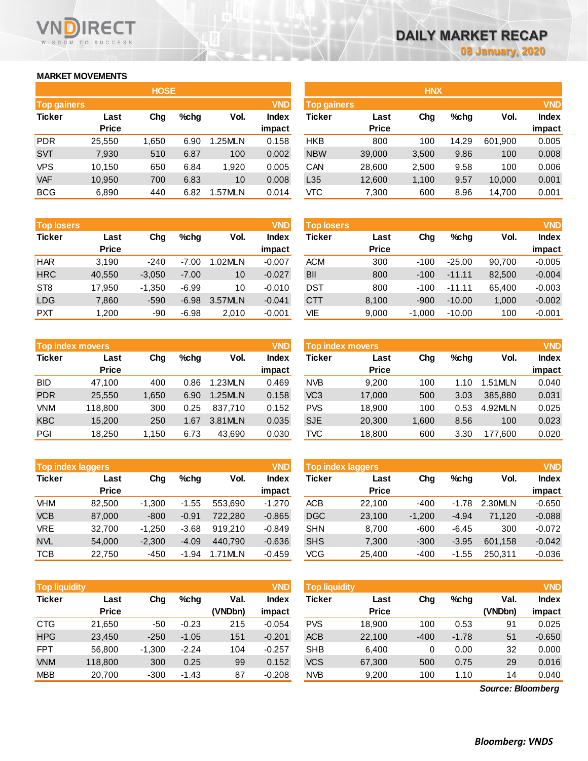# DAILY MARKET RECAP

08 January, 2020

## MARKET MOVEMENTS

### HOSE

| Top gainers | | | | | VND |
|---|---|---|---|---|---|
| Ticker | Last Price | Chg | %chg | Vol. | Index impact |
| PDR | 25,550 | 1,650 | 6.90 | 1.25MLN | 0.158 |
| SVT | 7,930 | 510 | 6.87 | 100 | 0.002 |
| VPS | 10,150 | 650 | 6.84 | 1,920 | 0.005 |
| VAF | 10,950 | 700 | 6.83 | 10 | 0.008 |
| BCG | 6,890 | 440 | 6.82 | 1.57MLN | 0.014 |

| Top losers | | | | | VND |
|---|---|---|---|---|---|
| Ticker | Last Price | Chg | %chg | Vol. | Index impact |
| HAR | 3,190 | -240 | -7.00 | 1.02MLN | -0.007 |
| HRC | 40,550 | -3,050 | -7.00 | 10 | -0.027 |
| ST8 | 17,950 | -1,350 | -6.99 | 10 | -0.010 |
| LDG | 7,860 | -590 | -6.98 | 3.57MLN | -0.041 |
| PXT | 1,200 | -90 | -6.98 | 2,010 | -0.001 |

| Top index movers | | | | | VND |
|---|---|---|---|---|---|
| Ticker | Last Price | Chg | %chg | Vol. | Index impact |
| BID | 47,100 | 400 | 0.86 | 1.23MLN | 0.469 |
| PDR | 25,550 | 1,650 | 6.90 | 1.25MLN | 0.158 |
| VNM | 118,800 | 300 | 0.25 | 837,710 | 0.152 |
| KBC | 15,200 | 250 | 1.67 | 3.81MLN | 0.035 |
| PGI | 18,250 | 1,150 | 6.73 | 43,690 | 0.030 |

| Top index laggers | | | | | VND |
|---|---|---|---|---|---|
| Ticker | Last Price | Chg | %chg | Vol. | Index impact |
| VHM | 82,500 | -1,300 | -1.55 | 553,690 | -1.270 |
| VCB | 87,000 | -800 | -0.91 | 722,280 | -0.865 |
| VRE | 32,700 | -1,250 | -3.68 | 919,210 | -0.849 |
| NVL | 54,000 | -2,300 | -4.09 | 440,790 | -0.636 |
| TCB | 22,750 | -450 | -1.94 | 1.71MLN | -0.459 |

| Top liquidity | | | | | VND |
|---|---|---|---|---|---|
| Ticker | Last Price | Chg | %chg | Val. (VNDbn) | Index impact |
| CTG | 21,650 | -50 | -0.23 | 215 | -0.054 |
| HPG | 23,450 | -250 | -1.05 | 151 | -0.201 |
| FPT | 56,800 | -1,300 | -2.24 | 104 | -0.257 |
| VNM | 118,800 | 300 | 0.25 | 99 | 0.152 |
| MBB | 20,700 | -300 | -1.43 | 87 | -0.208 |

### HNX

| Top gainers | | | | | VND |
|---|---|---|---|---|---|
| Ticker | Last Price | Chg | %chg | Vol. | Index impact |
| HKB | 800 | 100 | 14.29 | 601,900 | 0.005 |
| NBW | 39,000 | 3,500 | 9.86 | 100 | 0.008 |
| CAN | 28,600 | 2,500 | 9.58 | 100 | 0.006 |
| L35 | 12,600 | 1,100 | 9.57 | 10,000 | 0.001 |
| VTC | 7,300 | 600 | 8.96 | 14,700 | 0.001 |

| Top losers | | | | | VND |
|---|---|---|---|---|---|
| Ticker | Last Price | Chg | %chg | Vol. | Index impact |
| ACM | 300 | -100 | -25.00 | 90,700 | -0.005 |
| BII | 800 | -100 | -11.11 | 82,500 | -0.004 |
| DST | 800 | -100 | -11.11 | 65,400 | -0.003 |
| CTT | 8,100 | -900 | -10.00 | 1,000 | -0.002 |
| VIE | 9,000 | -1,000 | -10.00 | 100 | -0.001 |

| Top index movers | | | | | VND |
|---|---|---|---|---|---|
| Ticker | Last Price | Chg | %chg | Vol. | Index impact |
| NVB | 9,200 | 100 | 1.10 | 1.51MLN | 0.040 |
| VC3 | 17,000 | 500 | 3.03 | 385,880 | 0.031 |
| PVS | 18,900 | 100 | 0.53 | 4.92MLN | 0.025 |
| SJE | 20,300 | 1,600 | 8.56 | 100 | 0.023 |
| TVC | 18,800 | 600 | 3.30 | 177,600 | 0.020 |

| Top index laggers | | | | | VND |
|---|---|---|---|---|---|
| Ticker | Last Price | Chg | %chg | Vol. | Index impact |
| ACB | 22,100 | -400 | -1.78 | 2.30MLN | -0.650 |
| DGC | 23,100 | -1,200 | -4.94 | 71,120 | -0.088 |
| SHN | 8,700 | -600 | -6.45 | 300 | -0.072 |
| SHS | 7,300 | -300 | -3.95 | 601,158 | -0.042 |
| VCG | 25,400 | -400 | -1.55 | 250,311 | -0.036 |

| Top liquidity | | | | | VND |
|---|---|---|---|---|---|
| Ticker | Last Price | Chg | %chg | Val. (VNDbn) | Index impact |
| PVS | 18,900 | 100 | 0.53 | 91 | 0.025 |
| ACB | 22,100 | -400 | -1.78 | 51 | -0.650 |
| SHB | 6,400 | 0 | 0.00 | 32 | 0.000 |
| VCS | 67,300 | 500 | 0.75 | 29 | 0.016 |
| NVB | 9,200 | 100 | 1.10 | 14 | 0.040 |

*Source: Bloomberg*

***Bloomberg: VNDS***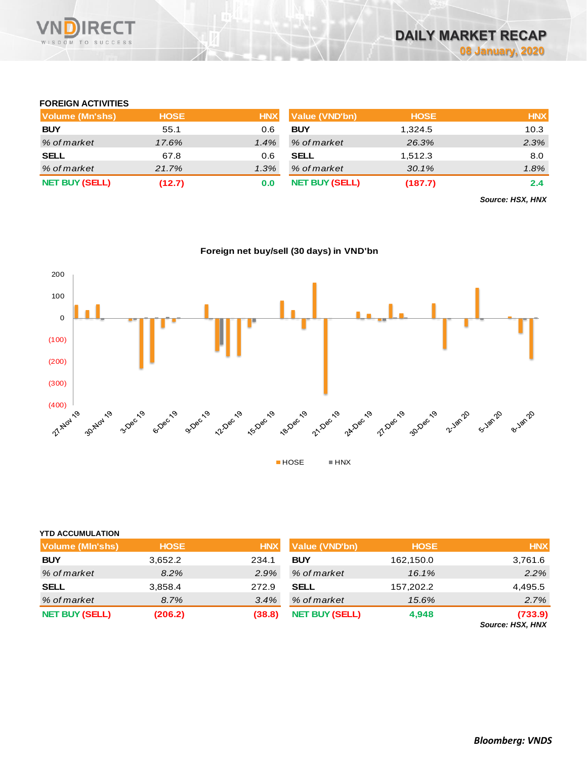## FOREIGN ACTIVITIES

| Volume (Mn'shs) | HOSE | HNX |
|---|---|---|
| **BUY** | 55.1 | 0.6 |
| *% of market* | *17.6%* | *1.4%* |
| **SELL** | 67.8 | 0.6 |
| *% of market* | *21.7%* | *1.3%* |
| **NET BUY (SELL)** | **(12.7)** | **0.0** |

| Value (VND'bn) | HOSE | HNX |
|---|---|---|
| **BUY** | 1,324.5 | 10.3 |
| *% of market* | *26.3%* | *2.3%* |
| **SELL** | 1,512.3 | 8.0 |
| *% of market* | *30.1%* | *1.8%* |
| **NET BUY (SELL)** | **(187.7)** | **2.4** |

***Source: HSX, HNX***

**Foreign net buy/sell (30 days) in VND'bn**

## YTD ACCUMULATION

| Volume (MIn'shs) | HOSE | HNX |
|---|---|---|
| **BUY** | 3,652.2 | 234.1 |
| *% of market* | *8.2%* | *2.9%* |
| **SELL** | 3,858.4 | 272.9 |
| *% of market* | *8.7%* | *3.4%* |
| **NET BUY (SELL)** | **(206.2)** | **(38.8)** |

| Value (VND'bn) | HOSE | HNX |
|---|---|---|
| **BUY** | 162,150.0 | 3,761.6 |
| *% of market* | *16.1%* | *2.2%* |
| **SELL** | 157,202.2 | 4,495.5 |
| *% of market* | *15.6%* | *2.7%* |
| **NET BUY (SELL)** | **4,948** | **(733.9)** |

***Source: HSX, HNX***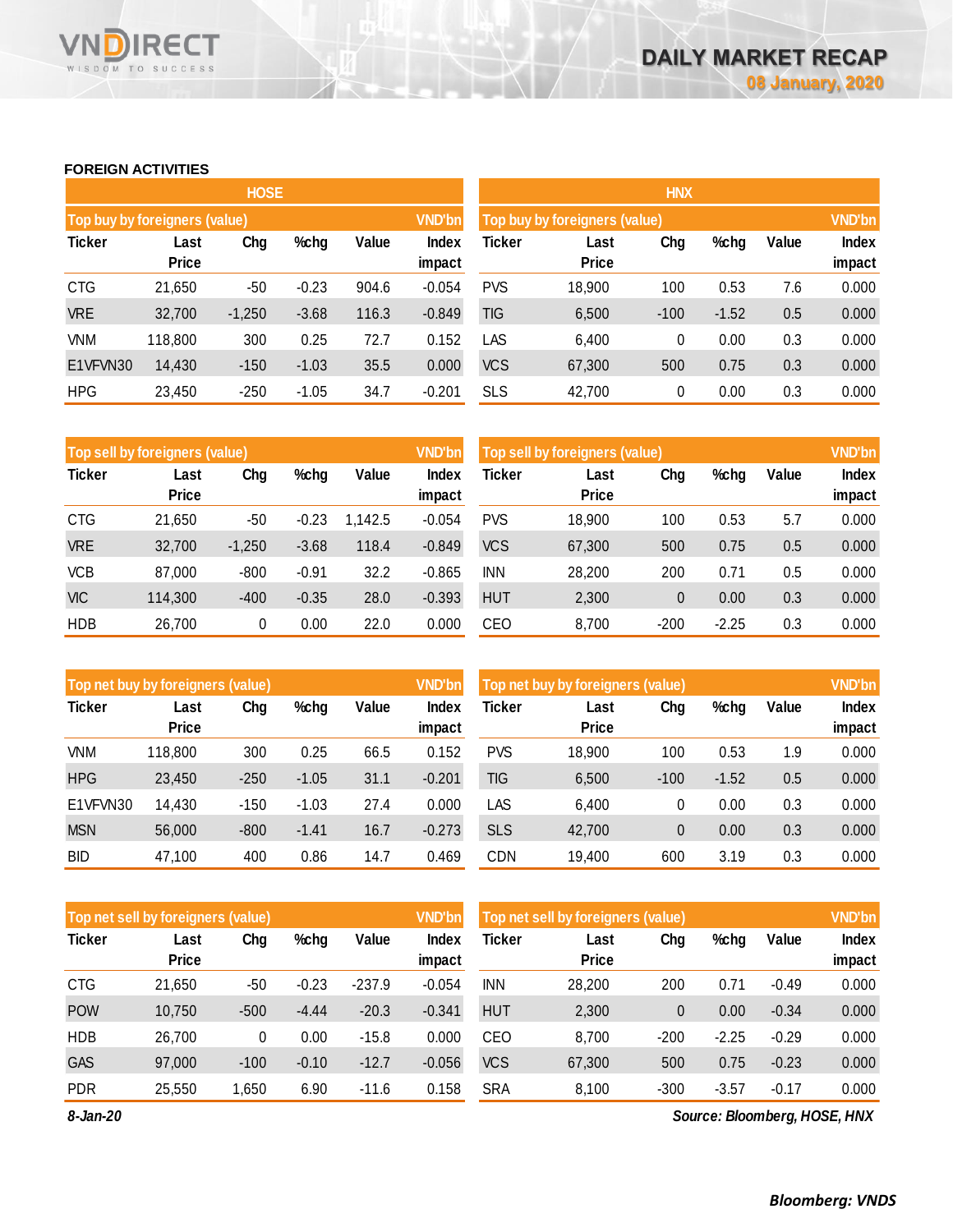# DAILY MARKET RECAP

08 January, 2020

## FOREIGN ACTIVITIES

### HOSE

| Top buy by foreigners (value) | | | | | VND'bn |
|---|---|---|---|---|---|
| Ticker | Last Price | Chg | %chg | Value | Index impact |
| CTG | 21,650 | -50 | -0.23 | 904.6 | -0.054 |
| VRE | 32,700 | -1,250 | -3.68 | 116.3 | -0.849 |
| VNM | 118,800 | 300 | 0.25 | 72.7 | 0.152 |
| E1VFVN30 | 14,430 | -150 | -1.03 | 35.5 | 0.000 |
| HPG | 23,450 | -250 | -1.05 | 34.7 | -0.201 |

| Top sell by foreigners (value) | | | | | VND'bn |
|---|---|---|---|---|---|
| Ticker | Last Price | Chg | %chg | Value | Index impact |
| CTG | 21,650 | -50 | -0.23 | 1,142.5 | -0.054 |
| VRE | 32,700 | -1,250 | -3.68 | 118.4 | -0.849 |
| VCB | 87,000 | -800 | -0.91 | 32.2 | -0.865 |
| VIC | 114,300 | -400 | -0.35 | 28.0 | -0.393 |
| HDB | 26,700 | 0 | 0.00 | 22.0 | 0.000 |

| Top net buy by foreigners (value) | | | | | VND'bn |
|---|---|---|---|---|---|
| Ticker | Last Price | Chg | %chg | Value | Index impact |
| VNM | 118,800 | 300 | 0.25 | 66.5 | 0.152 |
| HPG | 23,450 | -250 | -1.05 | 31.1 | -0.201 |
| E1VFVN30 | 14,430 | -150 | -1.03 | 27.4 | 0.000 |
| MSN | 56,000 | -800 | -1.41 | 16.7 | -0.273 |
| BID | 47,100 | 400 | 0.86 | 14.7 | 0.469 |

| Top net sell by foreigners (value) | | | | | VND'bn |
|---|---|---|---|---|---|
| Ticker | Last Price | Chg | %chg | Value | Index impact |
| CTG | 21,650 | -50 | -0.23 | -237.9 | -0.054 |
| POW | 10,750 | -500 | -4.44 | -20.3 | -0.341 |
| HDB | 26,700 | 0 | 0.00 | -15.8 | 0.000 |
| GAS | 97,000 | -100 | -0.10 | -12.7 | -0.056 |
| PDR | 25,550 | 1,650 | 6.90 | -11.6 | 0.158 |

### HNX

| Top buy by foreigners (value) | | | | | VND'bn |
|---|---|---|---|---|---|
| Ticker | Last Price | Chg | %chg | Value | Index impact |
| PVS | 18,900 | 100 | 0.53 | 7.6 | 0.000 |
| TIG | 6,500 | -100 | -1.52 | 0.5 | 0.000 |
| LAS | 6,400 | 0 | 0.00 | 0.3 | 0.000 |
| VCS | 67,300 | 500 | 0.75 | 0.3 | 0.000 |
| SLS | 42,700 | 0 | 0.00 | 0.3 | 0.000 |

| Top sell by foreigners (value) | | | | | VND'bn |
|---|---|---|---|---|---|
| Ticker | Last Price | Chg | %chg | Value | Index impact |
| PVS | 18,900 | 100 | 0.53 | 5.7 | 0.000 |
| VCS | 67,300 | 500 | 0.75 | 0.5 | 0.000 |
| INN | 28,200 | 200 | 0.71 | 0.5 | 0.000 |
| HUT | 2,300 | 0 | 0.00 | 0.3 | 0.000 |
| CEO | 8,700 | -200 | -2.25 | 0.3 | 0.000 |

| Top net buy by foreigners (value) | | | | | VND'bn |
|---|---|---|---|---|---|
| Ticker | Last Price | Chg | %chg | Value | Index impact |
| PVS | 18,900 | 100 | 0.53 | 1.9 | 0.000 |
| TIG | 6,500 | -100 | -1.52 | 0.5 | 0.000 |
| LAS | 6,400 | 0 | 0.00 | 0.3 | 0.000 |
| SLS | 42,700 | 0 | 0.00 | 0.3 | 0.000 |
| CDN | 19,400 | 600 | 3.19 | 0.3 | 0.000 |

| Top net sell by foreigners (value) | | | | | VND'bn |
|---|---|---|---|---|---|
| Ticker | Last Price | Chg | %chg | Value | Index impact |
| INN | 28,200 | 200 | 0.71 | -0.49 | 0.000 |
| HUT | 2,300 | 0 | 0.00 | -0.34 | 0.000 |
| CEO | 8,700 | -200 | -2.25 | -0.29 | 0.000 |
| VCS | 67,300 | 500 | 0.75 | -0.23 | 0.000 |
| SRA | 8,100 | -300 | -3.57 | -0.17 | 0.000 |

*8-Jan-20*

*Source: Bloomberg, HOSE, HNX*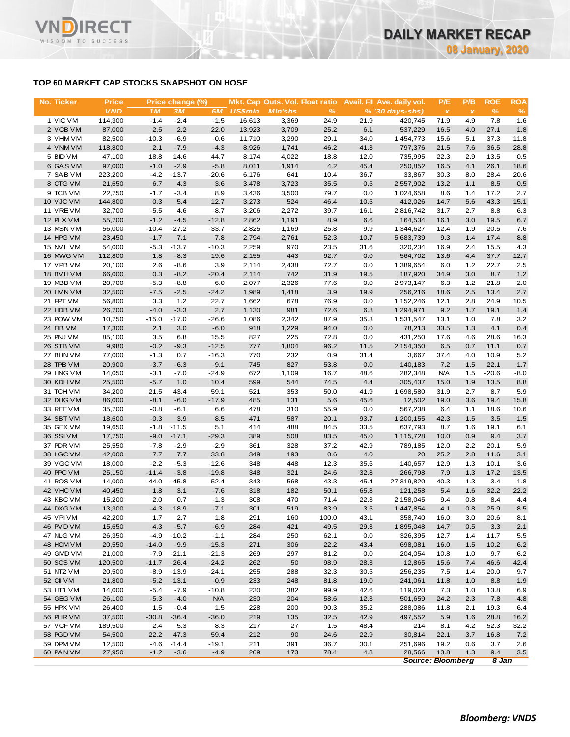## TOP 60 MARKET CAP STOCKS SNAPSHOT ON HOSE

| No. | Ticker | Price | Price change (%) | | | Mkt. Cap | Outs. Vol. | Float ratio | Avail. FII | Ave. daily vol. | P/E | P/B | ROE | ROA |
|---|---|---|---|---|---|---|---|---|---|---|---|---|---|---|
| | | VND | 1M | 3M | 6M | US$mln | Mln'shs | % | % | (30 days-shs) | x | x | % | % |
| 1 | VIC VM | 114,300 | -1.4 | -2.4 | -1.5 | 16,613 | 3,369 | 24.9 | 21.9 | 420,745 | 71.9 | 4.9 | 7.8 | 1.6 |
| 2 | VCB VM | 87,000 | 2.5 | 2.2 | 22.0 | 13,923 | 3,709 | 25.2 | 6.1 | 537,229 | 16.5 | 4.0 | 27.1 | 1.8 |
| 3 | VHM VM | 82,500 | -10.3 | -6.9 | -0.6 | 11,710 | 3,290 | 29.1 | 34.0 | 1,454,773 | 15.6 | 5.1 | 37.3 | 11.8 |
| 4 | VNM VM | 118,800 | 2.1 | -7.9 | -4.3 | 8,926 | 1,741 | 46.2 | 41.3 | 797,376 | 21.5 | 7.6 | 36.5 | 28.8 |
| 5 | BID VM | 47,100 | 18.8 | 14.6 | 44.7 | 8,174 | 4,022 | 18.8 | 12.0 | 735,995 | 22.3 | 2.9 | 13.5 | 0.5 |
| 6 | GAS VM | 97,000 | -1.0 | -2.9 | -5.8 | 8,011 | 1,914 | 4.2 | 45.4 | 250,852 | 16.5 | 4.1 | 26.1 | 18.6 |
| 7 | SAB VM | 223,200 | -4.2 | -13.7 | -20.6 | 6,176 | 641 | 10.4 | 36.7 | 33,867 | 30.3 | 8.0 | 28.4 | 20.6 |
| 8 | CTG VM | 21,650 | 6.7 | 4.3 | 3.6 | 3,478 | 3,723 | 35.5 | 0.5 | 2,557,902 | 13.2 | 1.1 | 8.5 | 0.5 |
| 9 | TCB VM | 22,750 | -1.7 | -3.4 | 8.9 | 3,436 | 3,500 | 79.7 | 0.0 | 1,024,658 | 8.6 | 1.4 | 17.2 | 2.7 |
| 10 | VJC VM | 144,800 | 0.3 | 5.4 | 12.7 | 3,273 | 524 | 46.4 | 10.5 | 412,026 | 14.7 | 5.6 | 43.3 | 15.1 |
| 11 | VRE VM | 32,700 | -5.5 | 4.6 | -8.7 | 3,206 | 2,272 | 39.7 | 16.1 | 2,816,742 | 31.7 | 2.7 | 8.8 | 6.3 |
| 12 | PLX VM | 55,700 | -1.2 | -4.5 | -12.8 | 2,862 | 1,191 | 8.9 | 6.6 | 164,534 | 16.1 | 3.0 | 19.5 | 6.7 |
| 13 | MSN VM | 56,000 | -10.4 | -27.2 | -33.7 | 2,825 | 1,169 | 25.8 | 9.9 | 1,344,627 | 12.4 | 1.9 | 20.5 | 7.6 |
| 14 | HPG VM | 23,450 | -1.7 | 7.1 | 7.8 | 2,794 | 2,761 | 52.3 | 10.7 | 5,683,739 | 9.3 | 1.4 | 17.4 | 8.8 |
| 15 | NVL VM | 54,000 | -5.3 | -13.7 | -10.3 | 2,259 | 970 | 23.5 | 31.6 | 320,234 | 16.9 | 2.4 | 15.5 | 4.3 |
| 16 | MWG VM | 112,800 | 1.8 | -8.3 | 19.6 | 2,155 | 443 | 92.7 | 0.0 | 564,702 | 13.6 | 4.4 | 37.7 | 12.7 |
| 17 | VPB VM | 20,100 | 2.6 | -8.6 | 3.9 | 2,114 | 2,438 | 72.7 | 0.0 | 1,389,654 | 6.0 | 1.2 | 22.7 | 2.5 |
| 18 | BVH VM | 66,000 | 0.3 | -8.2 | -20.4 | 2,114 | 742 | 31.9 | 19.5 | 187,920 | 34.9 | 3.0 | 8.7 | 1.2 |
| 19 | MBB VM | 20,700 | -5.3 | -8.8 | 6.0 | 2,077 | 2,326 | 77.6 | 0.0 | 2,973,147 | 6.3 | 1.2 | 21.8 | 2.0 |
| 20 | HVN VM | 32,500 | -7.5 | -2.5 | -24.2 | 1,989 | 1,418 | 3.9 | 19.9 | 256,216 | 18.6 | 2.5 | 13.4 | 2.7 |
| 21 | FPT VM | 56,800 | 3.3 | 1.2 | 22.7 | 1,662 | 678 | 76.9 | 0.0 | 1,152,246 | 12.1 | 2.8 | 24.9 | 10.5 |
| 22 | HDB VM | 26,700 | -4.0 | -3.3 | 2.7 | 1,130 | 981 | 72.6 | 6.8 | 1,294,971 | 9.2 | 1.7 | 19.1 | 1.4 |
| 23 | POW VM | 10,750 | -15.0 | -17.0 | -26.6 | 1,086 | 2,342 | 87.9 | 35.3 | 1,531,547 | 13.1 | 1.0 | 7.8 | 3.2 |
| 24 | EIB VM | 17,300 | 2.1 | 3.0 | -6.0 | 918 | 1,229 | 94.0 | 0.0 | 78,213 | 33.5 | 1.3 | 4.1 | 0.4 |
| 25 | PNJ VM | 85,100 | 3.5 | 6.8 | 15.5 | 827 | 225 | 72.8 | 0.0 | 431,250 | 17.6 | 4.6 | 28.6 | 16.3 |
| 26 | STB VM | 9,980 | -0.2 | -9.3 | -12.5 | 777 | 1,804 | 96.2 | 11.5 | 2,154,350 | 6.5 | 0.7 | 11.1 | 0.7 |
| 27 | BHN VM | 77,000 | -1.3 | 0.7 | -16.3 | 770 | 232 | 0.9 | 31.4 | 3,667 | 37.4 | 4.0 | 10.9 | 5.2 |
| 28 | TPB VM | 20,900 | -3.7 | -6.3 | -9.1 | 745 | 827 | 53.8 | 0.0 | 140,183 | 7.2 | 1.5 | 22.1 | 1.7 |
| 29 | HNG VM | 14,050 | -3.1 | -7.0 | -24.9 | 672 | 1,109 | 16.7 | 48.6 | 282,348 | N/A | 1.5 | -20.6 | -8.0 |
| 30 | KDH VM | 25,500 | -5.7 | 1.0 | 10.4 | 599 | 544 | 74.5 | 4.4 | 305,437 | 15.0 | 1.9 | 13.5 | 8.8 |
| 31 | TCH VM | 34,200 | 21.5 | 43.4 | 59.1 | 521 | 353 | 50.0 | 41.9 | 1,698,580 | 31.9 | 2.7 | 8.7 | 5.9 |
| 32 | DHG VM | 86,000 | -8.1 | -6.0 | -17.9 | 485 | 131 | 5.6 | 45.6 | 12,502 | 19.0 | 3.6 | 19.4 | 15.8 |
| 33 | REE VM | 35,700 | -0.8 | -6.1 | 6.6 | 478 | 310 | 55.9 | 0.0 | 567,238 | 6.4 | 1.1 | 18.6 | 10.6 |
| 34 | SBT VM | 18,600 | -0.3 | 3.9 | 8.5 | 471 | 587 | 20.1 | 93.7 | 1,200,155 | 42.3 | 1.5 | 3.5 | 1.5 |
| 35 | GEX VM | 19,650 | -1.8 | -11.5 | 5.1 | 414 | 488 | 84.5 | 33.5 | 637,793 | 8.7 | 1.6 | 19.1 | 6.1 |
| 36 | SSI VM | 17,750 | -9.0 | -17.1 | -29.3 | 389 | 508 | 83.5 | 45.0 | 1,115,728 | 10.0 | 0.9 | 9.4 | 3.7 |
| 37 | PDR VM | 25,550 | -7.8 | -2.9 | -2.9 | 361 | 328 | 37.2 | 42.9 | 789,185 | 12.0 | 2.2 | 20.1 | 5.9 |
| 38 | LGC VM | 42,000 | 7.7 | 7.7 | 33.8 | 349 | 193 | 0.6 | 4.0 | 20 | 25.2 | 2.8 | 11.6 | 3.1 |
| 39 | VGC VM | 18,000 | -2.2 | -5.3 | -12.6 | 348 | 448 | 12.3 | 35.6 | 140,657 | 12.9 | 1.3 | 10.1 | 3.6 |
| 40 | PPC VM | 25,150 | -11.4 | -3.8 | -19.8 | 348 | 321 | 24.6 | 32.8 | 266,798 | 7.9 | 1.3 | 17.2 | 13.5 |
| 41 | ROS VM | 14,000 | -44.0 | -45.8 | -52.4 | 343 | 568 | 43.3 | 45.4 | 27,319,820 | 40.3 | 1.3 | 3.4 | 1.8 |
| 42 | VHC VM | 40,450 | 1.8 | 3.1 | -7.6 | 318 | 182 | 50.1 | 65.8 | 121,258 | 5.4 | 1.6 | 32.2 | 22.2 |
| 43 | KBC VM | 15,200 | 2.0 | 0.7 | -1.3 | 308 | 470 | 71.4 | 22.3 | 2,158,045 | 9.4 | 0.8 | 8.4 | 4.4 |
| 44 | DXG VM | 13,300 | -4.3 | -18.9 | -7.1 | 301 | 519 | 83.9 | 3.5 | 1,447,854 | 4.1 | 0.8 | 25.9 | 8.5 |
| 45 | VPI VM | 42,200 | 1.7 | 2.7 | 1.8 | 291 | 160 | 100.0 | 43.1 | 358,740 | 16.0 | 3.0 | 20.6 | 8.1 |
| 46 | PVD VM | 15,650 | 4.3 | -5.7 | -6.9 | 284 | 421 | 49.5 | 29.3 | 1,895,048 | 14.7 | 0.5 | 3.3 | 2.1 |
| 47 | NLG VM | 26,350 | -4.9 | -10.2 | -1.1 | 284 | 250 | 62.1 | 0.0 | 326,395 | 12.7 | 1.4 | 11.7 | 5.5 |
| 48 | HCM VM | 20,550 | -14.0 | -9.9 | -15.3 | 271 | 306 | 22.2 | 43.4 | 698,081 | 16.0 | 1.5 | 10.2 | 6.2 |
| 49 | GMD VM | 21,000 | -7.9 | -21.1 | -21.3 | 269 | 297 | 81.2 | 0.0 | 204,054 | 10.8 | 1.0 | 9.7 | 6.2 |
| 50 | SCS VM | 120,500 | -11.7 | -26.4 | -24.2 | 262 | 50 | 98.9 | 28.3 | 12,865 | 15.6 | 7.4 | 46.6 | 42.4 |
| 51 | NT2 VM | 20,500 | -8.9 | -13.9 | -24.1 | 255 | 288 | 32.3 | 30.5 | 256,235 | 7.5 | 1.4 | 20.0 | 9.7 |
| 52 | CII VM | 21,800 | -5.2 | -13.1 | -0.9 | 233 | 248 | 81.8 | 19.0 | 241,061 | 11.8 | 1.0 | 8.8 | 1.9 |
| 53 | HT1 VM | 14,000 | -5.4 | -7.9 | -10.8 | 230 | 382 | 99.9 | 42.6 | 119,020 | 7.3 | 1.0 | 13.8 | 6.9 |
| 54 | GEG VM | 26,100 | -5.3 | -4.0 | N/A | 230 | 204 | 58.6 | 12.3 | 501,659 | 24.2 | 2.3 | 7.8 | 4.8 |
| 55 | HPX VM | 26,400 | 1.5 | -0.4 | 1.5 | 228 | 200 | 90.3 | 35.2 | 288,086 | 11.8 | 2.1 | 19.3 | 6.4 |
| 56 | PHR VM | 37,500 | -30.8 | -36.4 | -36.0 | 219 | 135 | 32.5 | 42.9 | 497,552 | 5.9 | 1.6 | 28.8 | 16.2 |
| 57 | VCF VM | 189,500 | 2.4 | 5.3 | 8.3 | 217 | 27 | 1.5 | 48.4 | 214 | 8.1 | 4.2 | 52.3 | 32.2 |
| 58 | PGD VM | 54,500 | 22.2 | 47.3 | 59.4 | 212 | 90 | 24.6 | 22.9 | 30,814 | 22.1 | 3.7 | 16.8 | 7.2 |
| 59 | DPM VM | 12,500 | -4.6 | -14.4 | -19.1 | 211 | 391 | 36.7 | 30.1 | 251,696 | 19.2 | 0.6 | 3.7 | 2.6 |
| 60 | PAN VM | 27,950 | -1.2 | -3.6 | -4.9 | 209 | 173 | 78.4 | 4.8 | 28,566 | 13.8 | 1.3 | 9.4 | 3.5 |

*Source: Bloomberg* *8 Jan*

***Bloomberg: VNDS***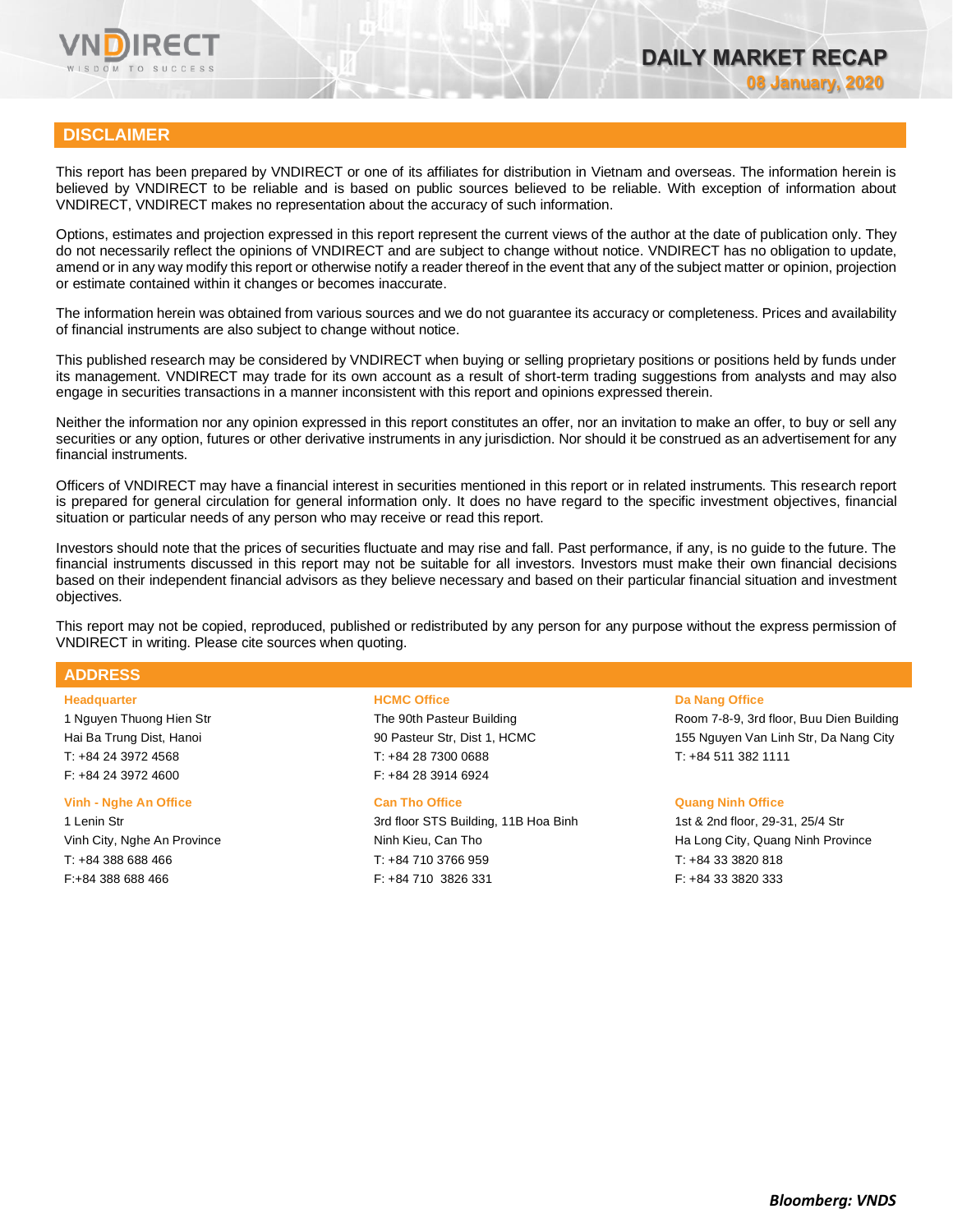# DISCLAIMER

This report has been prepared by VNDIRECT or one of its affiliates for distribution in Vietnam and overseas. The information herein is believed by VNDIRECT to be reliable and is based on public sources believed to be reliable. With exception of information about VNDIRECT, VNDIRECT makes no representation about the accuracy of such information.

Options, estimates and projection expressed in this report represent the current views of the author at the date of publication only. They do not necessarily reflect the opinions of VNDIRECT and are subject to change without notice. VNDIRECT has no obligation to update, amend or in any way modify this report or otherwise notify a reader thereof in the event that any of the subject matter or opinion, projection or estimate contained within it changes or becomes inaccurate.

The information herein was obtained from various sources and we do not guarantee its accuracy or completeness. Prices and availability of financial instruments are also subject to change without notice.

This published research may be considered by VNDIRECT when buying or selling proprietary positions or positions held by funds under its management. VNDIRECT may trade for its own account as a result of short-term trading suggestions from analysts and may also engage in securities transactions in a manner inconsistent with this report and opinions expressed therein.

Neither the information nor any opinion expressed in this report constitutes an offer, nor an invitation to make an offer, to buy or sell any securities or any option, futures or other derivative instruments in any jurisdiction. Nor should it be construed as an advertisement for any financial instruments.

Officers of VNDIRECT may have a financial interest in securities mentioned in this report or in related instruments. This research report is prepared for general circulation for general information only. It does no have regard to the specific investment objectives, financial situation or particular needs of any person who may receive or read this report.

Investors should note that the prices of securities fluctuate and may rise and fall. Past performance, if any, is no guide to the future. The financial instruments discussed in this report may not be suitable for all investors. Investors must make their own financial decisions based on their independent financial advisors as they believe necessary and based on their particular financial situation and investment objectives.

This report may not be copied, reproduced, published or redistributed by any person for any purpose without the express permission of VNDIRECT in writing. Please cite sources when quoting.

# ADDRESS

**Headquarter**
1 Nguyen Thuong Hien Str
Hai Ba Trung Dist, Hanoi
T: +84 24 3972 4568
F: +84 24 3972 4600

**HCMC Office**
The 90th Pasteur Building
90 Pasteur Str, Dist 1, HCMC
T: +84 28 7300 0688
F: +84 28 3914 6924

**Da Nang Office**
Room 7-8-9, 3rd floor, Buu Dien Building
155 Nguyen Van Linh Str, Da Nang City
T: +84 511 382 1111

**Vinh - Nghe An Office**
1 Lenin Str
Vinh City, Nghe An Province
T: +84 388 688 466
F:+84 388 688 466

**Can Tho Office**
3rd floor STS Building, 11B Hoa Binh
Ninh Kieu, Can Tho
T: +84 710 3766 959
F: +84 710 3826 331

**Quang Ninh Office**
1st & 2nd floor, 29-31, 25/4 Str
Ha Long City, Quang Ninh Province
T: +84 33 3820 818
F: +84 33 3820 333

***Bloomberg: VNDS***